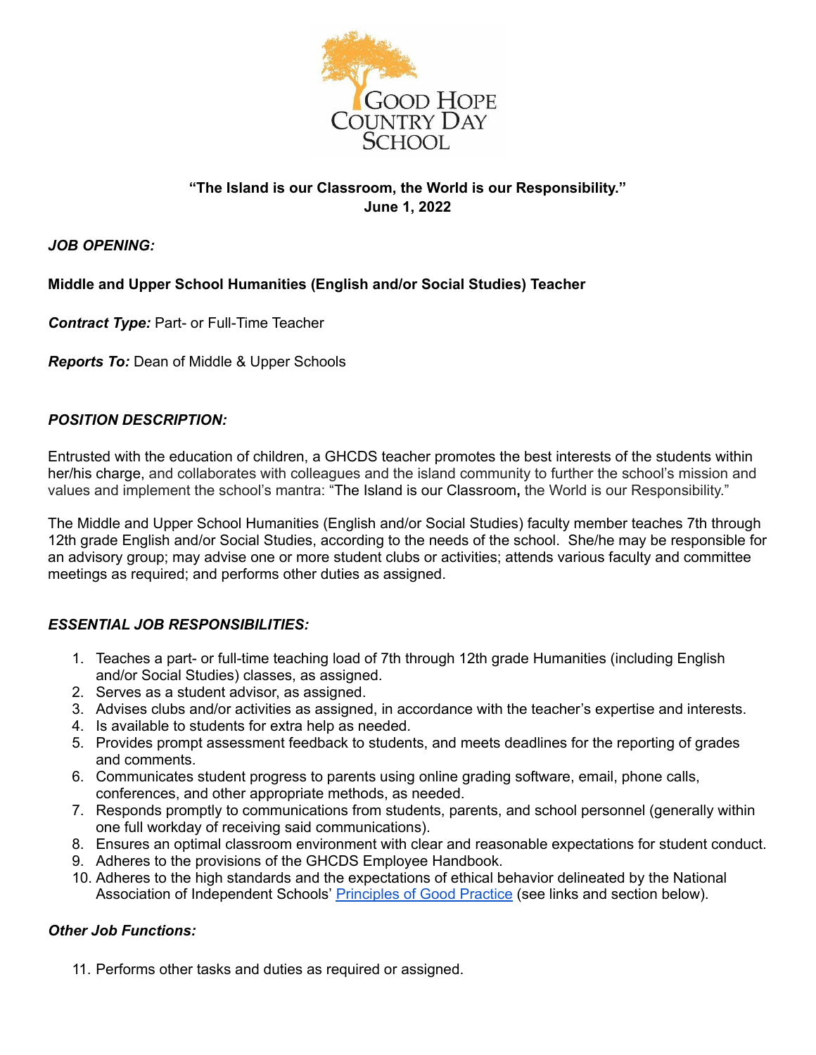Good Hope Country Day School

**"The Island is our Classroom, the World is our Responsibility."**
**June 1, 2022**

***JOB OPENING:***

**Middle and Upper School Humanities (English and/or Social Studies) Teacher**

***Contract Type:*** Part- or Full-Time Teacher

***Reports To:*** Dean of Middle & Upper Schools

***POSITION DESCRIPTION:***

Entrusted with the education of children, a GHCDS teacher promotes the best interests of the students within her/his charge, and collaborates with colleagues and the island community to further the school's mission and values and implement the school's mantra: "The Island is our Classroom, the World is our Responsibility."

The Middle and Upper School Humanities (English and/or Social Studies) faculty member teaches 7th through 12th grade English and/or Social Studies, according to the needs of the school. She/he may be responsible for an advisory group; may advise one or more student clubs or activities; attends various faculty and committee meetings as required; and performs other duties as assigned.

***ESSENTIAL JOB RESPONSIBILITIES:***

1. Teaches a part- or full-time teaching load of 7th through 12th grade Humanities (including English and/or Social Studies) classes, as assigned.
2. Serves as a student advisor, as assigned.
3. Advises clubs and/or activities as assigned, in accordance with the teacher's expertise and interests.
4. Is available to students for extra help as needed.
5. Provides prompt assessment feedback to students, and meets deadlines for the reporting of grades and comments.
6. Communicates student progress to parents using online grading software, email, phone calls, conferences, and other appropriate methods, as needed.
7. Responds promptly to communications from students, parents, and school personnel (generally within one full workday of receiving said communications).
8. Ensures an optimal classroom environment with clear and reasonable expectations for student conduct.
9. Adheres to the provisions of the GHCDS Employee Handbook.
10. Adheres to the high standards and the expectations of ethical behavior delineated by the National Association of Independent Schools' Principles of Good Practice (see links and section below).

***Other Job Functions:***

11. Performs other tasks and duties as required or assigned.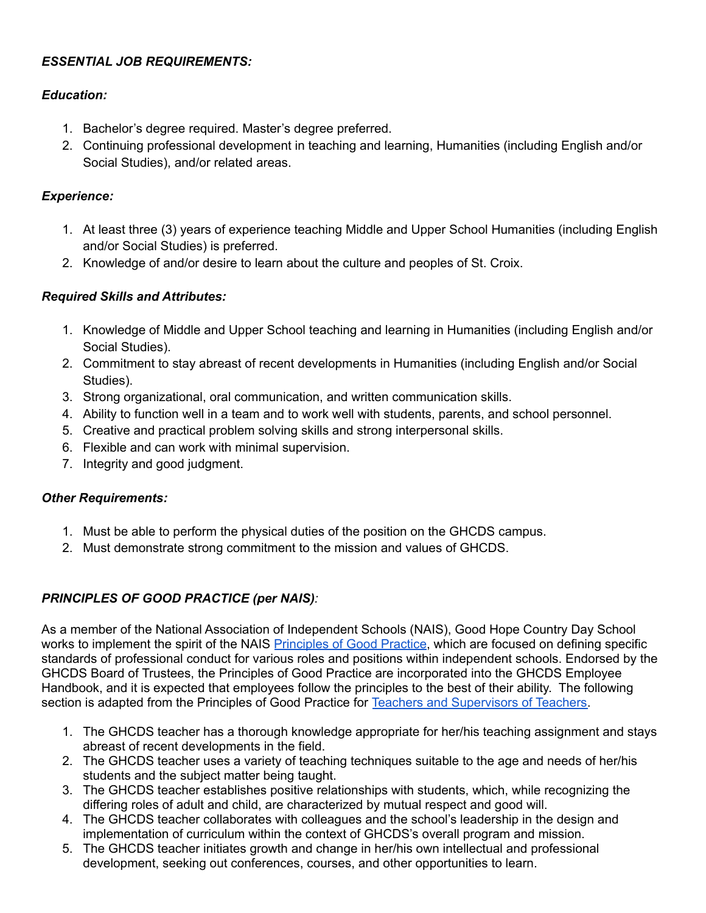***ESSENTIAL JOB REQUIREMENTS:***

***Education:***

1. Bachelor's degree required. Master's degree preferred.
2. Continuing professional development in teaching and learning, Humanities (including English and/or Social Studies), and/or related areas.

***Experience:***

1. At least three (3) years of experience teaching Middle and Upper School Humanities (including English and/or Social Studies) is preferred.
2. Knowledge of and/or desire to learn about the culture and peoples of St. Croix.

***Required Skills and Attributes:***

1. Knowledge of Middle and Upper School teaching and learning in Humanities (including English and/or Social Studies).
2. Commitment to stay abreast of recent developments in Humanities (including English and/or Social Studies).
3. Strong organizational, oral communication, and written communication skills.
4. Ability to function well in a team and to work well with students, parents, and school personnel.
5. Creative and practical problem solving skills and strong interpersonal skills.
6. Flexible and can work with minimal supervision.
7. Integrity and good judgment.

***Other Requirements:***

1. Must be able to perform the physical duties of the position on the GHCDS campus.
2. Must demonstrate strong commitment to the mission and values of GHCDS.

***PRINCIPLES OF GOOD PRACTICE (per NAIS):***

As a member of the National Association of Independent Schools (NAIS), Good Hope Country Day School works to implement the spirit of the NAIS Principles of Good Practice, which are focused on defining specific standards of professional conduct for various roles and positions within independent schools. Endorsed by the GHCDS Board of Trustees, the Principles of Good Practice are incorporated into the GHCDS Employee Handbook, and it is expected that employees follow the principles to the best of their ability. The following section is adapted from the Principles of Good Practice for Teachers and Supervisors of Teachers.

1. The GHCDS teacher has a thorough knowledge appropriate for her/his teaching assignment and stays abreast of recent developments in the field.
2. The GHCDS teacher uses a variety of teaching techniques suitable to the age and needs of her/his students and the subject matter being taught.
3. The GHCDS teacher establishes positive relationships with students, which, while recognizing the differing roles of adult and child, are characterized by mutual respect and good will.
4. The GHCDS teacher collaborates with colleagues and the school's leadership in the design and implementation of curriculum within the context of GHCDS's overall program and mission.
5. The GHCDS teacher initiates growth and change in her/his own intellectual and professional development, seeking out conferences, courses, and other opportunities to learn.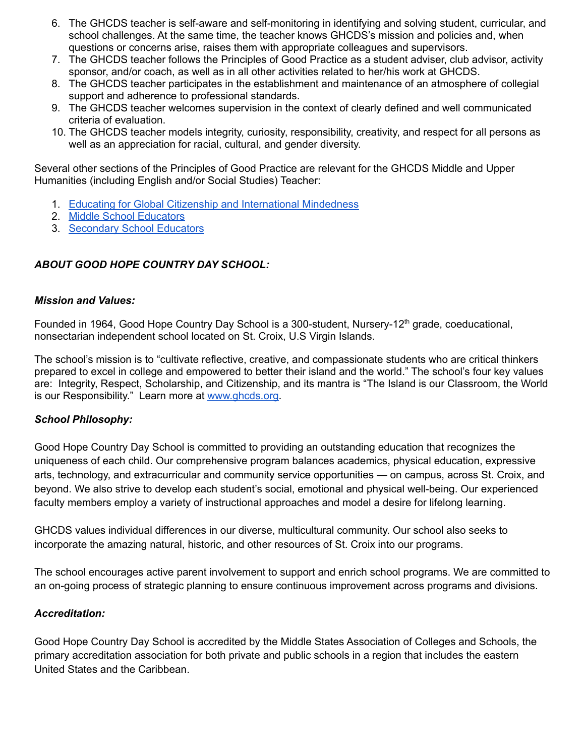6. The GHCDS teacher is self-aware and self-monitoring in identifying and solving student, curricular, and school challenges. At the same time, the teacher knows GHCDS's mission and policies and, when questions or concerns arise, raises them with appropriate colleagues and supervisors.
7. The GHCDS teacher follows the Principles of Good Practice as a student adviser, club advisor, activity sponsor, and/or coach, as well as in all other activities related to her/his work at GHCDS.
8. The GHCDS teacher participates in the establishment and maintenance of an atmosphere of collegial support and adherence to professional standards.
9. The GHCDS teacher welcomes supervision in the context of clearly defined and well communicated criteria of evaluation.
10. The GHCDS teacher models integrity, curiosity, responsibility, creativity, and respect for all persons as well as an appreciation for racial, cultural, and gender diversity.

Several other sections of the Principles of Good Practice are relevant for the GHCDS Middle and Upper Humanities (including English and/or Social Studies) Teacher:

1. Educating for Global Citizenship and International Mindedness
2. Middle School Educators
3. Secondary School Educators

***ABOUT GOOD HOPE COUNTRY DAY SCHOOL:***

***Mission and Values:***

Founded in 1964, Good Hope Country Day School is a 300-student, Nursery-12th grade, coeducational, nonsectarian independent school located on St. Croix, U.S Virgin Islands.

The school's mission is to "cultivate reflective, creative, and compassionate students who are critical thinkers prepared to excel in college and empowered to better their island and the world." The school's four key values are: Integrity, Respect, Scholarship, and Citizenship, and its mantra is "The Island is our Classroom, the World is our Responsibility." Learn more at www.ghcds.org.

***School Philosophy:***

Good Hope Country Day School is committed to providing an outstanding education that recognizes the uniqueness of each child. Our comprehensive program balances academics, physical education, expressive arts, technology, and extracurricular and community service opportunities — on campus, across St. Croix, and beyond. We also strive to develop each student's social, emotional and physical well-being. Our experienced faculty members employ a variety of instructional approaches and model a desire for lifelong learning.

GHCDS values individual differences in our diverse, multicultural community. Our school also seeks to incorporate the amazing natural, historic, and other resources of St. Croix into our programs.

The school encourages active parent involvement to support and enrich school programs. We are committed to an on-going process of strategic planning to ensure continuous improvement across programs and divisions.

***Accreditation:***

Good Hope Country Day School is accredited by the Middle States Association of Colleges and Schools, the primary accreditation association for both private and public schools in a region that includes the eastern United States and the Caribbean.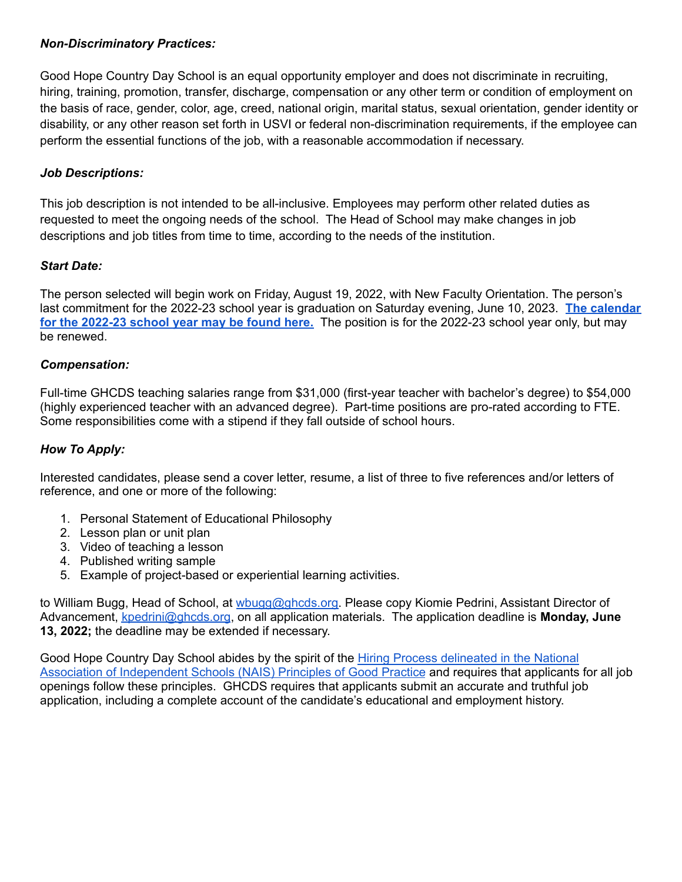***Non-Discriminatory Practices:***

Good Hope Country Day School is an equal opportunity employer and does not discriminate in recruiting, hiring, training, promotion, transfer, discharge, compensation or any other term or condition of employment on the basis of race, gender, color, age, creed, national origin, marital status, sexual orientation, gender identity or disability, or any other reason set forth in USVI or federal non-discrimination requirements, if the employee can perform the essential functions of the job, with a reasonable accommodation if necessary.

***Job Descriptions:***

This job description is not intended to be all-inclusive. Employees may perform other related duties as requested to meet the ongoing needs of the school. The Head of School may make changes in job descriptions and job titles from time to time, according to the needs of the institution.

***Start Date:***

The person selected will begin work on Friday, August 19, 2022, with New Faculty Orientation. The person's last commitment for the 2022-23 school year is graduation on Saturday evening, June 10, 2023. **The calendar for the 2022-23 school year may be found here.** The position is for the 2022-23 school year only, but may be renewed.

***Compensation:***

Full-time GHCDS teaching salaries range from $31,000 (first-year teacher with bachelor's degree) to $54,000 (highly experienced teacher with an advanced degree). Part-time positions are pro-rated according to FTE. Some responsibilities come with a stipend if they fall outside of school hours.

***How To Apply:***

Interested candidates, please send a cover letter, resume, a list of three to five references and/or letters of reference, and one or more of the following:

1. Personal Statement of Educational Philosophy
2. Lesson plan or unit plan
3. Video of teaching a lesson
4. Published writing sample
5. Example of project-based or experiential learning activities.

to William Bugg, Head of School, at wbugg@ghcds.org. Please copy Kiomie Pedrini, Assistant Director of Advancement, kpedrini@ghcds.org, on all application materials. The application deadline is **Monday, June 13, 2022;** the deadline may be extended if necessary.

Good Hope Country Day School abides by the spirit of the Hiring Process delineated in the National Association of Independent Schools (NAIS) Principles of Good Practice and requires that applicants for all job openings follow these principles. GHCDS requires that applicants submit an accurate and truthful job application, including a complete account of the candidate's educational and employment history.